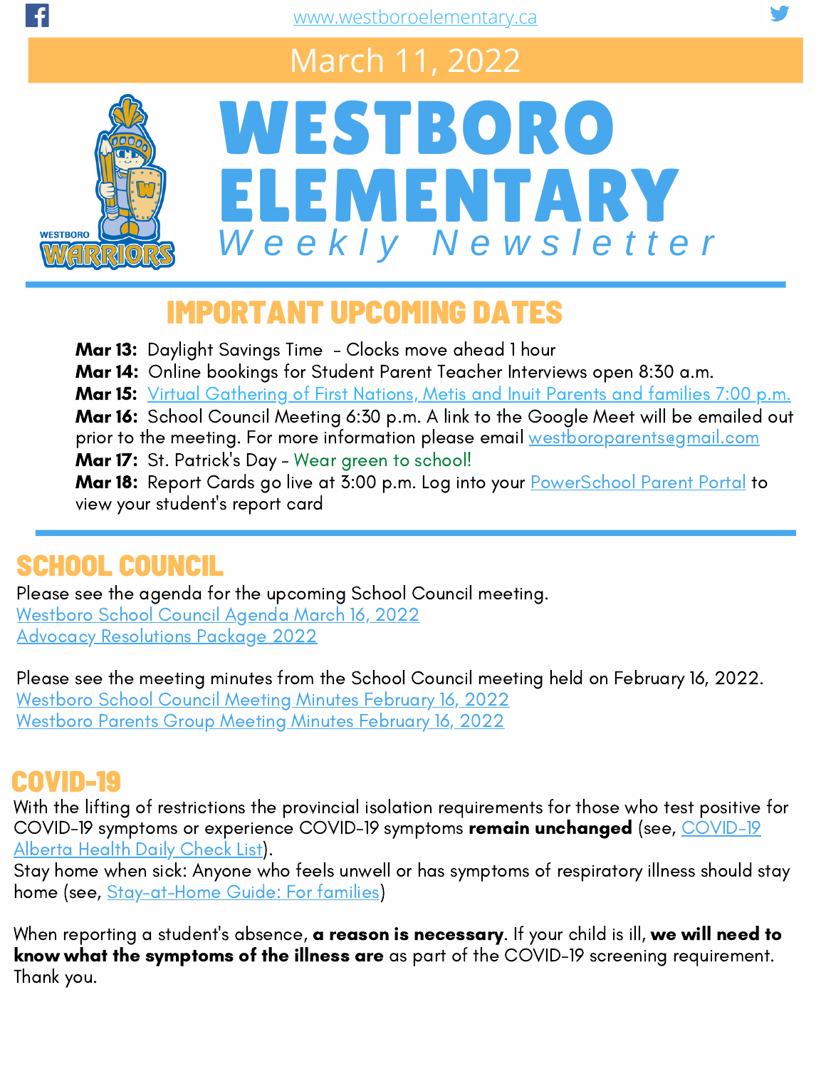www.westboroelementary.ca

March 11, 2022

# WESTBORO ELEMENTARY

*Weekly Newsletter*

## IMPORTANT UPCOMING DATES

**Mar 13:** Daylight Savings Time – Clocks move ahead 1 hour
**Mar 14:** Online bookings for Student Parent Teacher Interviews open 8:30 a.m.
**Mar 15:** Virtual Gathering of First Nations, Metis and Inuit Parents and families 7:00 p.m.
**Mar 16:** School Council Meeting 6:30 p.m. A link to the Google Meet will be emailed out prior to the meeting. For more information please email westboroparents@gmail.com
**Mar 17:** St. Patrick's Day - Wear green to school!
**Mar 18:** Report Cards go live at 3:00 p.m. Log into your PowerSchool Parent Portal to view your student's report card

## SCHOOL COUNCIL

Please see the agenda for the upcoming School Council meeting.
Westboro School Council Agenda March 16, 2022
Advocacy Resolutions Package 2022

Please see the meeting minutes from the School Council meeting held on February 16, 2022.
Westboro School Council Meeting Minutes February 16, 2022
Westboro Parents Group Meeting Minutes February 16, 2022

## COVID-19

With the lifting of restrictions the provincial isolation requirements for those who test positive for COVID-19 symptoms or experience COVID-19 symptoms **remain unchanged** (see, COVID-19 Alberta Health Daily Check List).
Stay home when sick: Anyone who feels unwell or has symptoms of respiratory illness should stay home (see, Stay-at-Home Guide: For families)

When reporting a student's absence, **a reason is necessary**. If your child is ill, **we will need to know what the symptoms of the illness are** as part of the COVID-19 screening requirement. Thank you.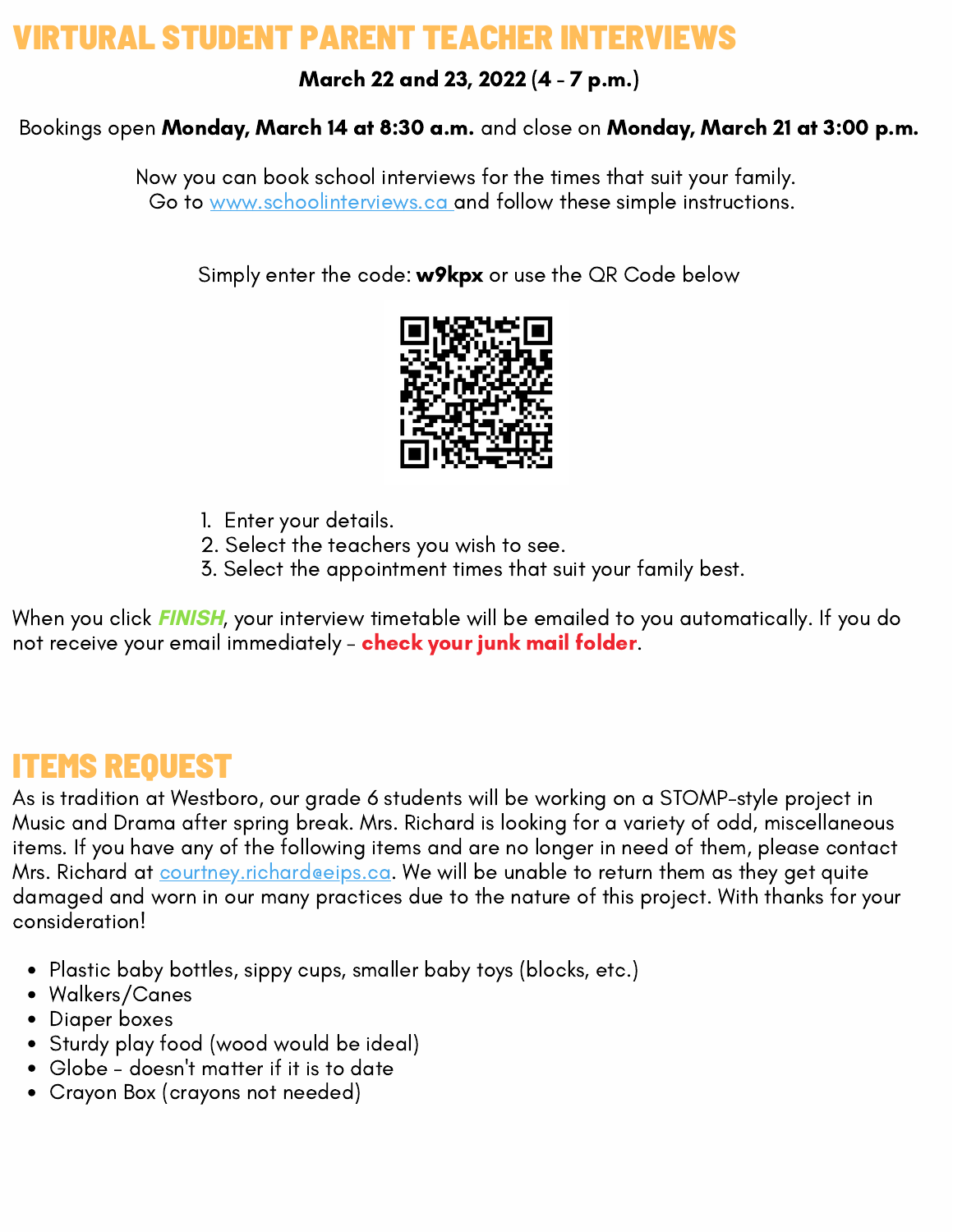# VIRTURAL STUDENT PARENT TEACHER INTERVIEWS

**March 22 and 23, 2022 (4 - 7 p.m.)**

Bookings open **Monday, March 14 at 8:30 a.m.** and close on **Monday, March 21 at 3:00 p.m.**

Now you can book school interviews for the times that suit your family.
Go to www.schoolinterviews.ca and follow these simple instructions.

Simply enter the code: **w9kpx** or use the QR Code below

1. Enter your details.
2. Select the teachers you wish to see.
3. Select the appointment times that suit your family best.

When you click ***FINISH***, your interview timetable will be emailed to you automatically. If you do not receive your email immediately - **check your junk mail folder**.

# ITEMS REQUEST

As is tradition at Westboro, our grade 6 students will be working on a STOMP-style project in Music and Drama after spring break. Mrs. Richard is looking for a variety of odd, miscellaneous items. If you have any of the following items and are no longer in need of them, please contact Mrs. Richard at courtney.richard@eips.ca. We will be unable to return them as they get quite damaged and worn in our many practices due to the nature of this project. With thanks for your consideration!

- Plastic baby bottles, sippy cups, smaller baby toys (blocks, etc.)
- Walkers/Canes
- Diaper boxes
- Sturdy play food (wood would be ideal)
- Globe - doesn't matter if it is to date
- Crayon Box (crayons not needed)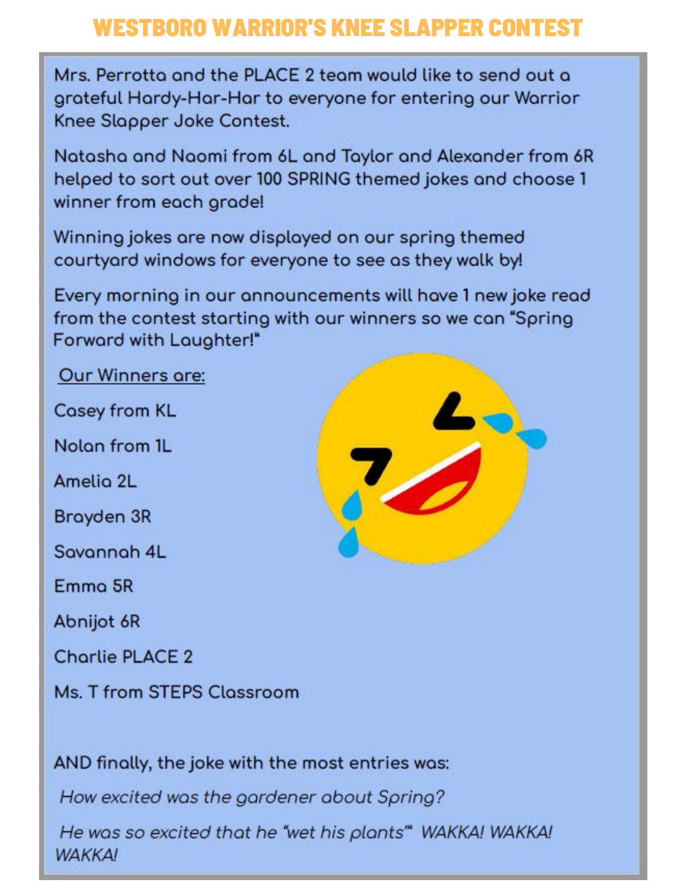# WESTBORO WARRIOR'S KNEE SLAPPER CONTEST

Mrs. Perrotta and the PLACE 2 team would like to send out a grateful Hardy-Har-Har to everyone for entering our Warrior Knee Slapper Joke Contest.

Natasha and Naomi from 6L and Taylor and Alexander from 6R helped to sort out over 100 SPRING themed jokes and choose 1 winner from each grade!

Winning jokes are now displayed on our spring themed courtyard windows for everyone to see as they walk by!

Every morning in our announcements will have 1 new joke read from the contest starting with our winners so we can "Spring Forward with Laughter!"

<u>Our Winners are:</u>

Casey from KL

Nolan from 1L

Amelia 2L

Brayden 3R

Savannah 4L

Emma 5R

Abnijot 6R

Charlie PLACE 2

Ms. T from STEPS Classroom

AND finally, the joke with the most entries was:

*How excited was the gardener about Spring?*

*He was so excited that he "wet his plants" WAKKA! WAKKA! WAKKA!*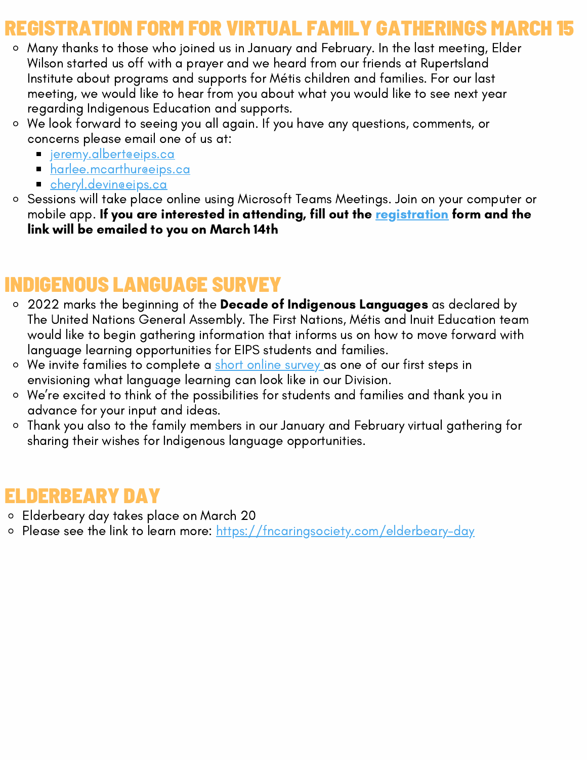## REGISTRATION FORM FOR VIRTUAL FAMILY GATHERINGS MARCH 15

- Many thanks to those who joined us in January and February. In the last meeting, Elder Wilson started us off with a prayer and we heard from our friends at Rupertsland Institute about programs and supports for Métis children and families. For our last meeting, we would like to hear from you about what you would like to see next year regarding Indigenous Education and supports.
- We look forward to seeing you all again. If you have any questions, comments, or concerns please email one of us at:
  - jeremy.albert@eips.ca
  - harlee.mcarthur@eips.ca
  - cheryl.devin@eips.ca
- Sessions will take place online using Microsoft Teams Meetings. Join on your computer or mobile app. **If you are interested in attending, fill out the registration form and the link will be emailed to you on March 14th**

## INDIGENOUS LANGUAGE SURVEY

- 2022 marks the beginning of the **Decade of Indigenous Languages** as declared by The United Nations General Assembly. The First Nations, Métis and Inuit Education team would like to begin gathering information that informs us on how to move forward with language learning opportunities for EIPS students and families.
- We invite families to complete a short online survey as one of our first steps in envisioning what language learning can look like in our Division.
- We're excited to think of the possibilities for students and families and thank you in advance for your input and ideas.
- Thank you also to the family members in our January and February virtual gathering for sharing their wishes for Indigenous language opportunities.

## ELDERBEARY DAY

- Elderbeary day takes place on March 20
- Please see the link to learn more: https://fncaringsociety.com/elderbeary-day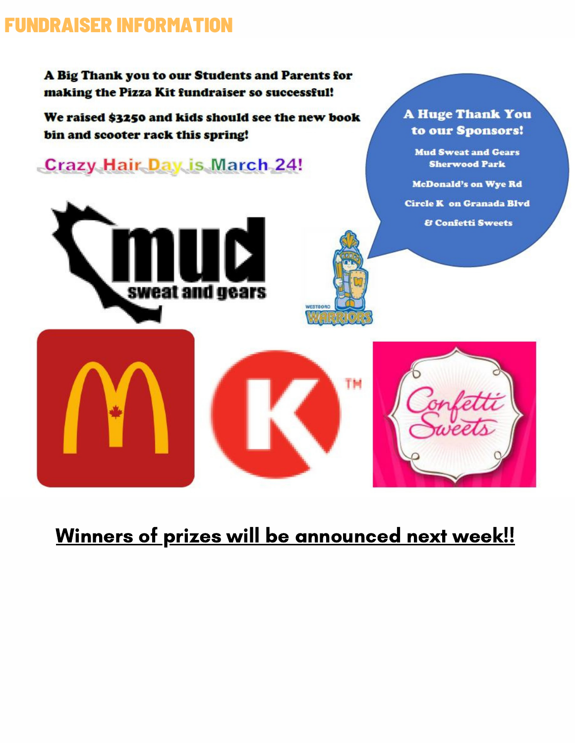# FUNDRAISER INFORMATION

**A Big Thank you to our Students and Parents for making the Pizza Kit fundraiser so successful!**

**We raised $3250 and kids should see the new book bin and scooter rack this spring!**

Crazy Hair Day is March 24!

**A Huge Thank You to our Sponsors!**

**Mud Sweat and Gears Sherwood Park**

**McDonald's on Wye Rd**

**Circle K on Granada Blvd**

**& Confetti Sweets**

**Winners of prizes will be announced next week!!**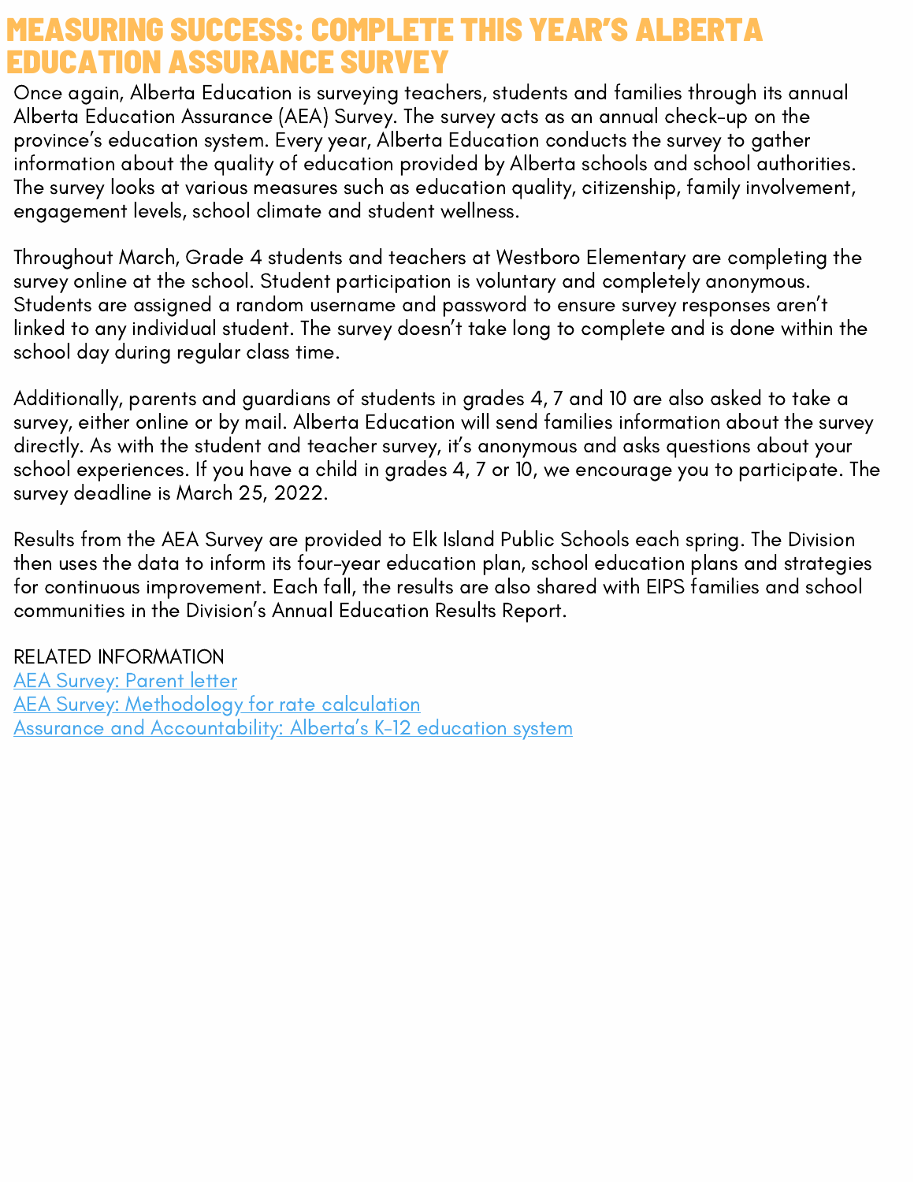# MEASURING SUCCESS: COMPLETE THIS YEAR'S ALBERTA EDUCATION ASSURANCE SURVEY

Once again, Alberta Education is surveying teachers, students and families through its annual Alberta Education Assurance (AEA) Survey. The survey acts as an annual check-up on the province's education system. Every year, Alberta Education conducts the survey to gather information about the quality of education provided by Alberta schools and school authorities. The survey looks at various measures such as education quality, citizenship, family involvement, engagement levels, school climate and student wellness.

Throughout March, Grade 4 students and teachers at Westboro Elementary are completing the survey online at the school. Student participation is voluntary and completely anonymous. Students are assigned a random username and password to ensure survey responses aren't linked to any individual student. The survey doesn't take long to complete and is done within the school day during regular class time.

Additionally, parents and guardians of students in grades 4, 7 and 10 are also asked to take a survey, either online or by mail. Alberta Education will send families information about the survey directly. As with the student and teacher survey, it's anonymous and asks questions about your school experiences. If you have a child in grades 4, 7 or 10, we encourage you to participate. The survey deadline is March 25, 2022.

Results from the AEA Survey are provided to Elk Island Public Schools each spring. The Division then uses the data to inform its four-year education plan, school education plans and strategies for continuous improvement. Each fall, the results are also shared with EIPS families and school communities in the Division's Annual Education Results Report.

RELATED INFORMATION

AEA Survey: Parent letter

AEA Survey: Methodology for rate calculation

Assurance and Accountability: Alberta's K-12 education system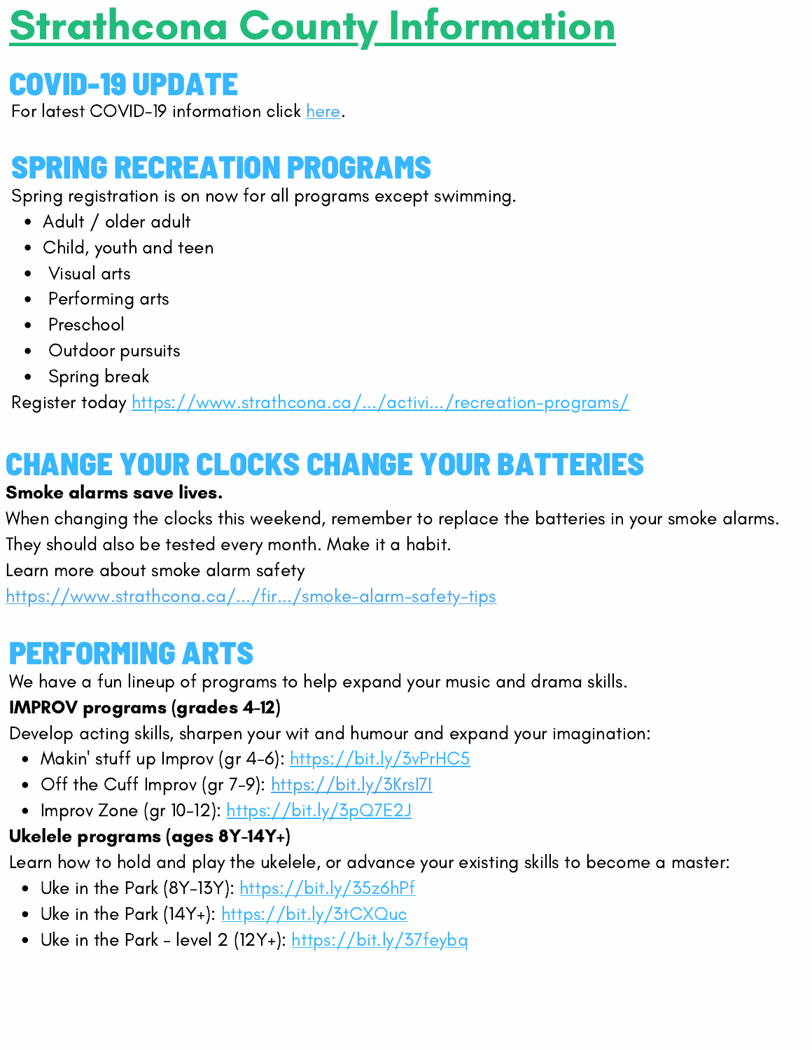# Strathcona County Information

## COVID-19 UPDATE

For latest COVID-19 information click here.

## SPRING RECREATION PROGRAMS

Spring registration is on now for all programs except swimming.

- Adult / older adult
- Child, youth and teen
- Visual arts
- Performing arts
- Preschool
- Outdoor pursuits
- Spring break

Register today https://www.strathcona.ca/.../activi.../recreation-programs/

## CHANGE YOUR CLOCKS CHANGE YOUR BATTERIES

**Smoke alarms save lives.**

When changing the clocks this weekend, remember to replace the batteries in your smoke alarms. They should also be tested every month. Make it a habit.

Learn more about smoke alarm safety

https://www.strathcona.ca/.../fir.../smoke-alarm-safety-tips

## PERFORMING ARTS

We have a fun lineup of programs to help expand your music and drama skills.

**IMPROV programs (grades 4-12)**

Develop acting skills, sharpen your wit and humour and expand your imagination:

- Makin' stuff up Improv (gr 4-6): https://bit.ly/3vPrHC5
- Off the Cuff Improv (gr 7-9): https://bit.ly/3Krsl7I
- Improv Zone (gr 10-12): https://bit.ly/3pQ7E2J

**Ukelele programs (ages 8Y-14Y+)**

Learn how to hold and play the ukelele, or advance your existing skills to become a master:

- Uke in the Park (8Y-13Y): https://bit.ly/35z6hPf
- Uke in the Park (14Y+): https://bit.ly/3tCXQuc
- Uke in the Park - level 2 (12Y+): https://bit.ly/37feybq